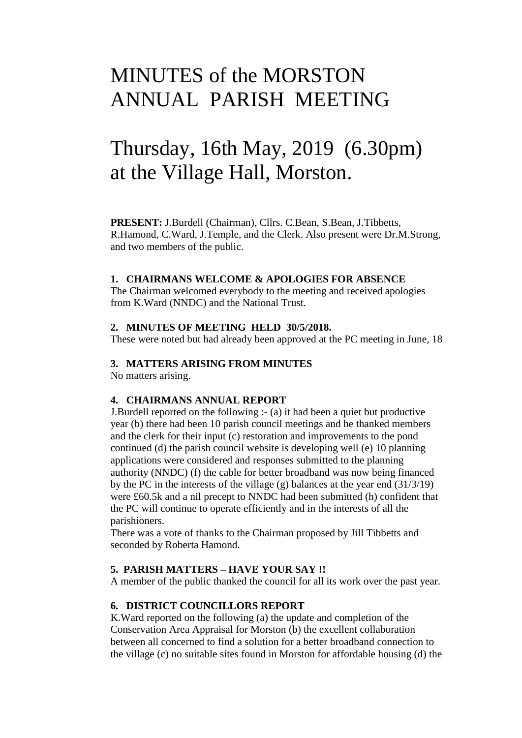# MINUTES of the MORSTON ANNUAL PARISH MEETING

# Thursday, 16th May, 2019 (6.30pm) at the Village Hall, Morston.

**PRESENT:** J.Burdell (Chairman), Cllrs. C.Bean, S.Bean, J.Tibbetts, R.Hamond, C.Ward, J.Temple, and the Clerk. Also present were Dr.M.Strong, and two members of the public.

**1. CHAIRMANS WELCOME & APOLOGIES FOR ABSENCE**

The Chairman welcomed everybody to the meeting and received apologies from K.Ward (NNDC) and the National Trust.

**2. MINUTES OF MEETING HELD 30/5/2018.**

These were noted but had already been approved at the PC meeting in June, 18

**3. MATTERS ARISING FROM MINUTES**

No matters arising.

**4. CHAIRMANS ANNUAL REPORT**

J.Burdell reported on the following :- (a) it had been a quiet but productive year (b) there had been 10 parish council meetings and he thanked members and the clerk for their input (c) restoration and improvements to the pond continued (d) the parish council website is developing well (e) 10 planning applications were considered and responses submitted to the planning authority (NNDC) (f) the cable for better broadband was now being financed by the PC in the interests of the village (g) balances at the year end (31/3/19) were £60.5k and a nil precept to NNDC had been submitted (h) confident that the PC will continue to operate efficiently and in the interests of all the parishioners.

There was a vote of thanks to the Chairman proposed by Jill Tibbetts and seconded by Roberta Hamond.

**5. PARISH MATTERS – HAVE YOUR SAY !!**

A member of the public thanked the council for all its work over the past year.

**6. DISTRICT COUNCILLORS REPORT**

K.Ward reported on the following (a) the update and completion of the Conservation Area Appraisal for Morston (b) the excellent collaboration between all concerned to find a solution for a better broadband connection to the village (c) no suitable sites found in Morston for affordable housing (d) the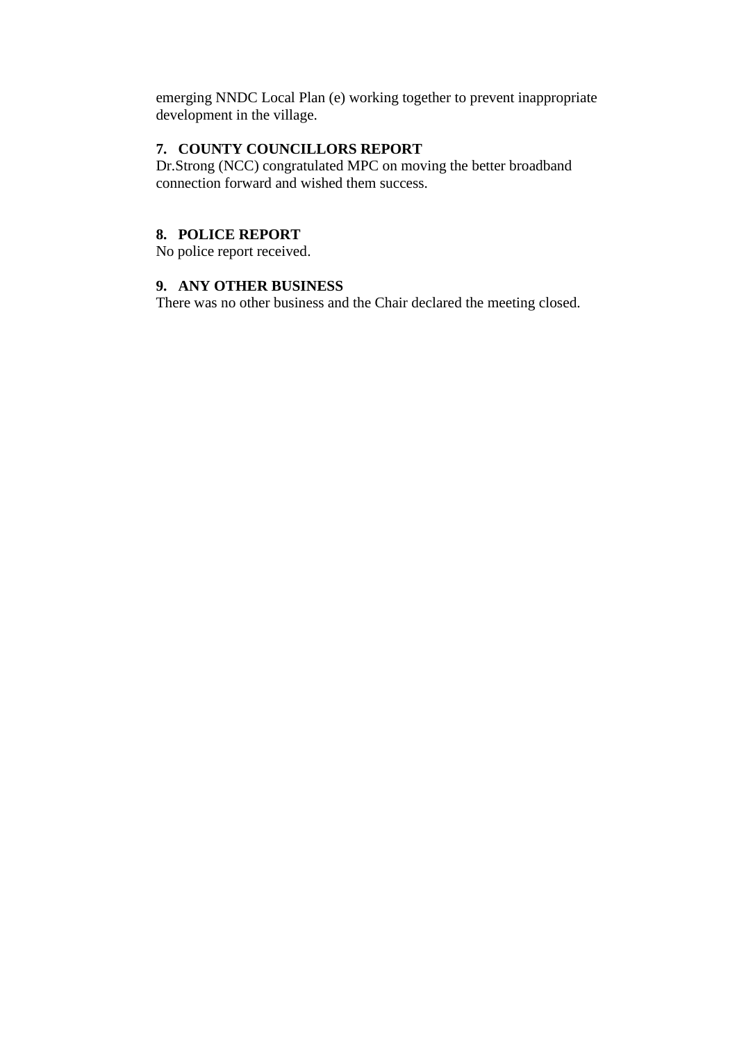emerging NNDC Local Plan (e) working together to prevent inappropriate development in the village.

**7. COUNTY COUNCILLORS REPORT**

Dr.Strong (NCC) congratulated MPC on moving the better broadband connection forward and wished them success.

**8. POLICE REPORT**

No police report received.

**9. ANY OTHER BUSINESS**

There was no other business and the Chair declared the meeting closed.